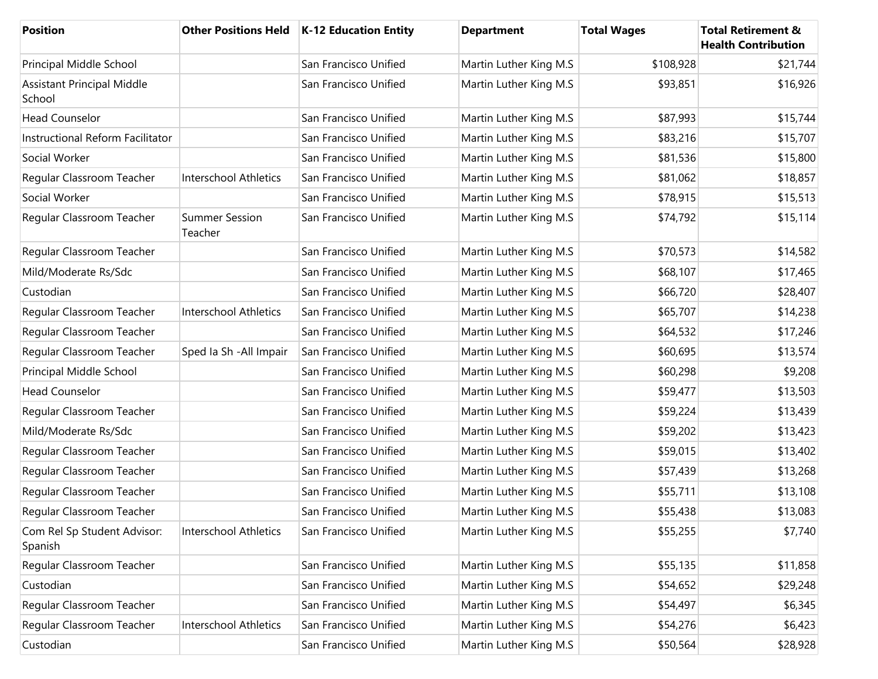| Position | Other Positions Held | K-12 Education Entity | Department | Total Wages | Total Retirement & Health Contribution |
|---|---|---|---|---|---|
| Principal Middle School | | San Francisco Unified | Martin Luther King M.S | $108,928 | $21,744 |
| Assistant Principal Middle School | | San Francisco Unified | Martin Luther King M.S | $93,851 | $16,926 |
| Head Counselor | | San Francisco Unified | Martin Luther King M.S | $87,993 | $15,744 |
| Instructional Reform Facilitator | | San Francisco Unified | Martin Luther King M.S | $83,216 | $15,707 |
| Social Worker | | San Francisco Unified | Martin Luther King M.S | $81,536 | $15,800 |
| Regular Classroom Teacher | Interschool Athletics | San Francisco Unified | Martin Luther King M.S | $81,062 | $18,857 |
| Social Worker | | San Francisco Unified | Martin Luther King M.S | $78,915 | $15,513 |
| Regular Classroom Teacher | Summer Session Teacher | San Francisco Unified | Martin Luther King M.S | $74,792 | $15,114 |
| Regular Classroom Teacher | | San Francisco Unified | Martin Luther King M.S | $70,573 | $14,582 |
| Mild/Moderate Rs/Sdc | | San Francisco Unified | Martin Luther King M.S | $68,107 | $17,465 |
| Custodian | | San Francisco Unified | Martin Luther King M.S | $66,720 | $28,407 |
| Regular Classroom Teacher | Interschool Athletics | San Francisco Unified | Martin Luther King M.S | $65,707 | $14,238 |
| Regular Classroom Teacher | | San Francisco Unified | Martin Luther King M.S | $64,532 | $17,246 |
| Regular Classroom Teacher | Sped Ia Sh -All Impair | San Francisco Unified | Martin Luther King M.S | $60,695 | $13,574 |
| Principal Middle School | | San Francisco Unified | Martin Luther King M.S | $60,298 | $9,208 |
| Head Counselor | | San Francisco Unified | Martin Luther King M.S | $59,477 | $13,503 |
| Regular Classroom Teacher | | San Francisco Unified | Martin Luther King M.S | $59,224 | $13,439 |
| Mild/Moderate Rs/Sdc | | San Francisco Unified | Martin Luther King M.S | $59,202 | $13,423 |
| Regular Classroom Teacher | | San Francisco Unified | Martin Luther King M.S | $59,015 | $13,402 |
| Regular Classroom Teacher | | San Francisco Unified | Martin Luther King M.S | $57,439 | $13,268 |
| Regular Classroom Teacher | | San Francisco Unified | Martin Luther King M.S | $55,711 | $13,108 |
| Regular Classroom Teacher | | San Francisco Unified | Martin Luther King M.S | $55,438 | $13,083 |
| Com Rel Sp Student Advisor: Spanish | Interschool Athletics | San Francisco Unified | Martin Luther King M.S | $55,255 | $7,740 |
| Regular Classroom Teacher | | San Francisco Unified | Martin Luther King M.S | $55,135 | $11,858 |
| Custodian | | San Francisco Unified | Martin Luther King M.S | $54,652 | $29,248 |
| Regular Classroom Teacher | | San Francisco Unified | Martin Luther King M.S | $54,497 | $6,345 |
| Regular Classroom Teacher | Interschool Athletics | San Francisco Unified | Martin Luther King M.S | $54,276 | $6,423 |
| Custodian | | San Francisco Unified | Martin Luther King M.S | $50,564 | $28,928 |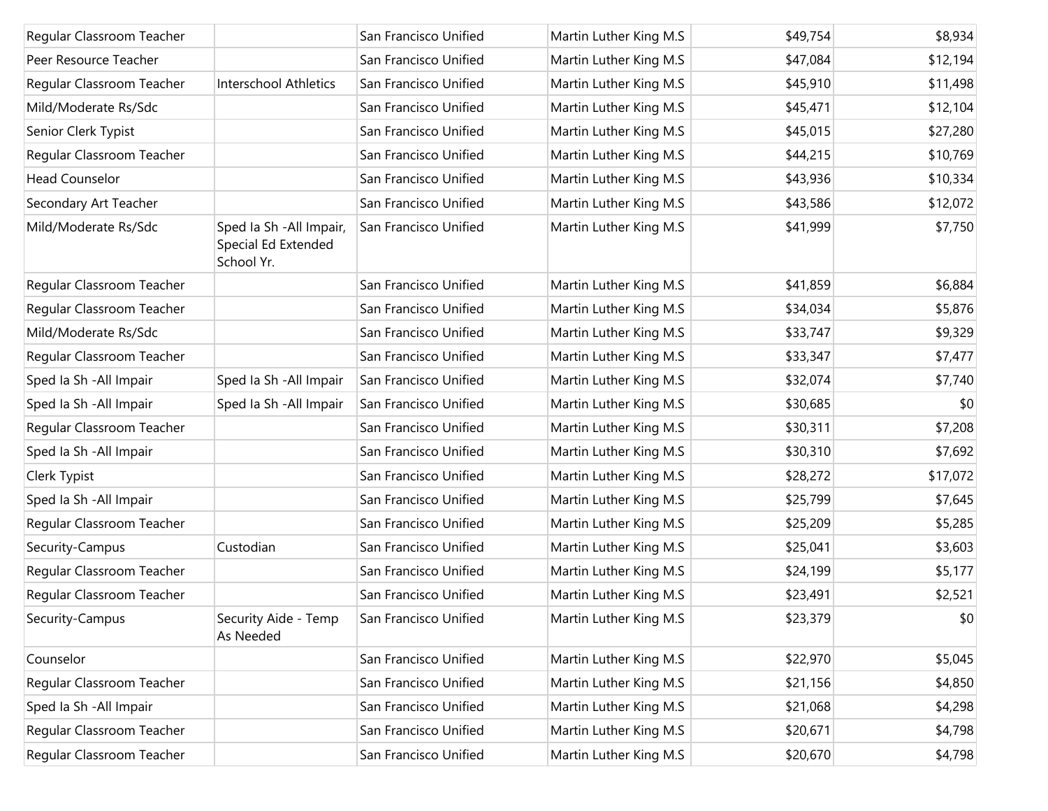| | | | | | |
|---|---|---|---|---|---|
| Regular Classroom Teacher | | San Francisco Unified | Martin Luther King M.S | $49,754 | $8,934 |
| Peer Resource Teacher | | San Francisco Unified | Martin Luther King M.S | $47,084 | $12,194 |
| Regular Classroom Teacher | Interschool Athletics | San Francisco Unified | Martin Luther King M.S | $45,910 | $11,498 |
| Mild/Moderate Rs/Sdc | | San Francisco Unified | Martin Luther King M.S | $45,471 | $12,104 |
| Senior Clerk Typist | | San Francisco Unified | Martin Luther King M.S | $45,015 | $27,280 |
| Regular Classroom Teacher | | San Francisco Unified | Martin Luther King M.S | $44,215 | $10,769 |
| Head Counselor | | San Francisco Unified | Martin Luther King M.S | $43,936 | $10,334 |
| Secondary Art Teacher | | San Francisco Unified | Martin Luther King M.S | $43,586 | $12,072 |
| Mild/Moderate Rs/Sdc | Sped Ia Sh -All Impair, Special Ed Extended School Yr. | San Francisco Unified | Martin Luther King M.S | $41,999 | $7,750 |
| Regular Classroom Teacher | | San Francisco Unified | Martin Luther King M.S | $41,859 | $6,884 |
| Regular Classroom Teacher | | San Francisco Unified | Martin Luther King M.S | $34,034 | $5,876 |
| Mild/Moderate Rs/Sdc | | San Francisco Unified | Martin Luther King M.S | $33,747 | $9,329 |
| Regular Classroom Teacher | | San Francisco Unified | Martin Luther King M.S | $33,347 | $7,477 |
| Sped Ia Sh -All Impair | Sped Ia Sh -All Impair | San Francisco Unified | Martin Luther King M.S | $32,074 | $7,740 |
| Sped Ia Sh -All Impair | Sped Ia Sh -All Impair | San Francisco Unified | Martin Luther King M.S | $30,685 | $0 |
| Regular Classroom Teacher | | San Francisco Unified | Martin Luther King M.S | $30,311 | $7,208 |
| Sped Ia Sh -All Impair | | San Francisco Unified | Martin Luther King M.S | $30,310 | $7,692 |
| Clerk Typist | | San Francisco Unified | Martin Luther King M.S | $28,272 | $17,072 |
| Sped Ia Sh -All Impair | | San Francisco Unified | Martin Luther King M.S | $25,799 | $7,645 |
| Regular Classroom Teacher | | San Francisco Unified | Martin Luther King M.S | $25,209 | $5,285 |
| Security-Campus | Custodian | San Francisco Unified | Martin Luther King M.S | $25,041 | $3,603 |
| Regular Classroom Teacher | | San Francisco Unified | Martin Luther King M.S | $24,199 | $5,177 |
| Regular Classroom Teacher | | San Francisco Unified | Martin Luther King M.S | $23,491 | $2,521 |
| Security-Campus | Security Aide - Temp As Needed | San Francisco Unified | Martin Luther King M.S | $23,379 | $0 |
| Counselor | | San Francisco Unified | Martin Luther King M.S | $22,970 | $5,045 |
| Regular Classroom Teacher | | San Francisco Unified | Martin Luther King M.S | $21,156 | $4,850 |
| Sped Ia Sh -All Impair | | San Francisco Unified | Martin Luther King M.S | $21,068 | $4,298 |
| Regular Classroom Teacher | | San Francisco Unified | Martin Luther King M.S | $20,671 | $4,798 |
| Regular Classroom Teacher | | San Francisco Unified | Martin Luther King M.S | $20,670 | $4,798 |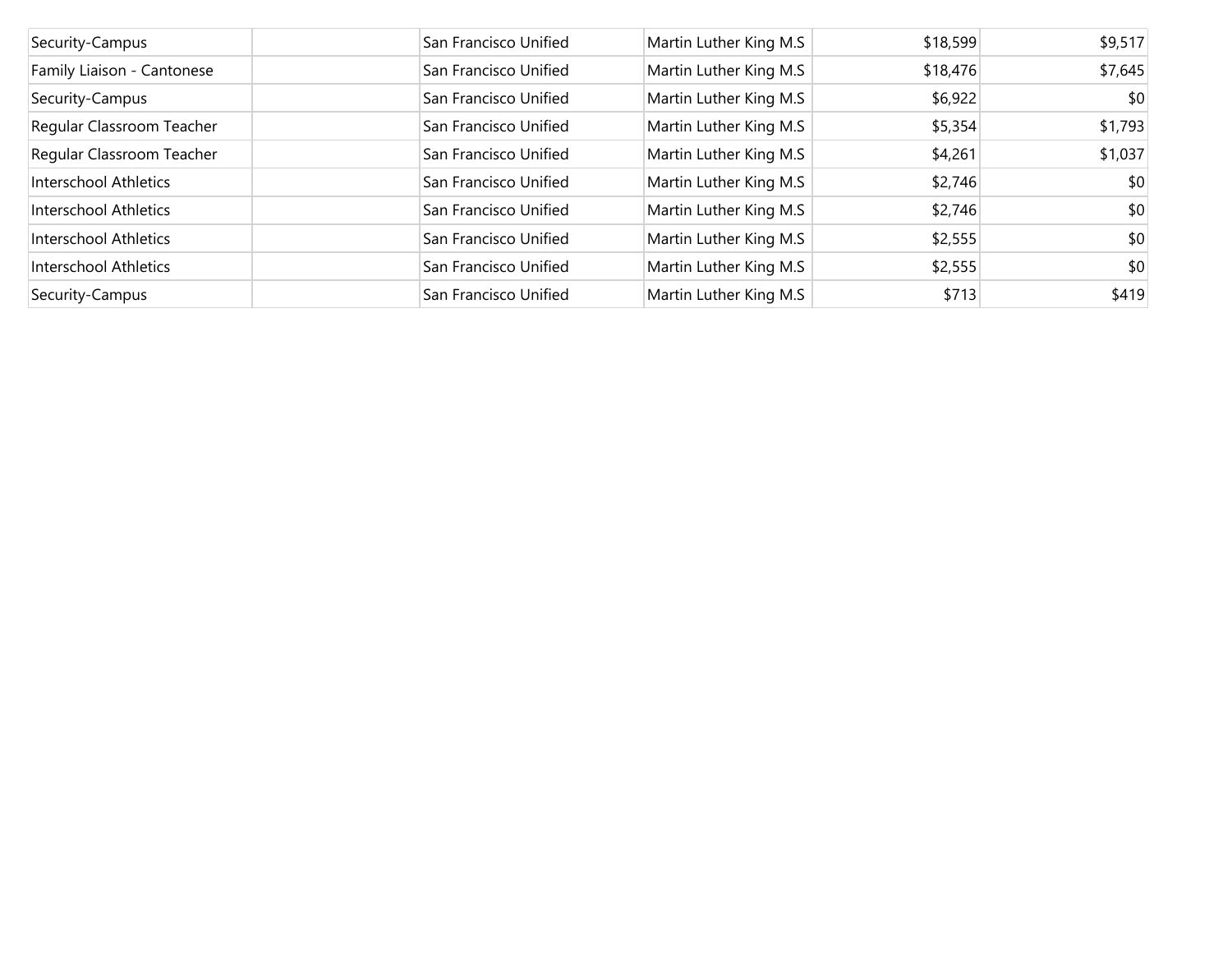| | | | | | |
|---|---|---|---|---|---|
| Security-Campus | | San Francisco Unified | Martin Luther King M.S | $18,599 | $9,517 |
| Family Liaison - Cantonese | | San Francisco Unified | Martin Luther King M.S | $18,476 | $7,645 |
| Security-Campus | | San Francisco Unified | Martin Luther King M.S | $6,922 | $0 |
| Regular Classroom Teacher | | San Francisco Unified | Martin Luther King M.S | $5,354 | $1,793 |
| Regular Classroom Teacher | | San Francisco Unified | Martin Luther King M.S | $4,261 | $1,037 |
| Interschool Athletics | | San Francisco Unified | Martin Luther King M.S | $2,746 | $0 |
| Interschool Athletics | | San Francisco Unified | Martin Luther King M.S | $2,746 | $0 |
| Interschool Athletics | | San Francisco Unified | Martin Luther King M.S | $2,555 | $0 |
| Interschool Athletics | | San Francisco Unified | Martin Luther King M.S | $2,555 | $0 |
| Security-Campus | | San Francisco Unified | Martin Luther King M.S | $713 | $419 |